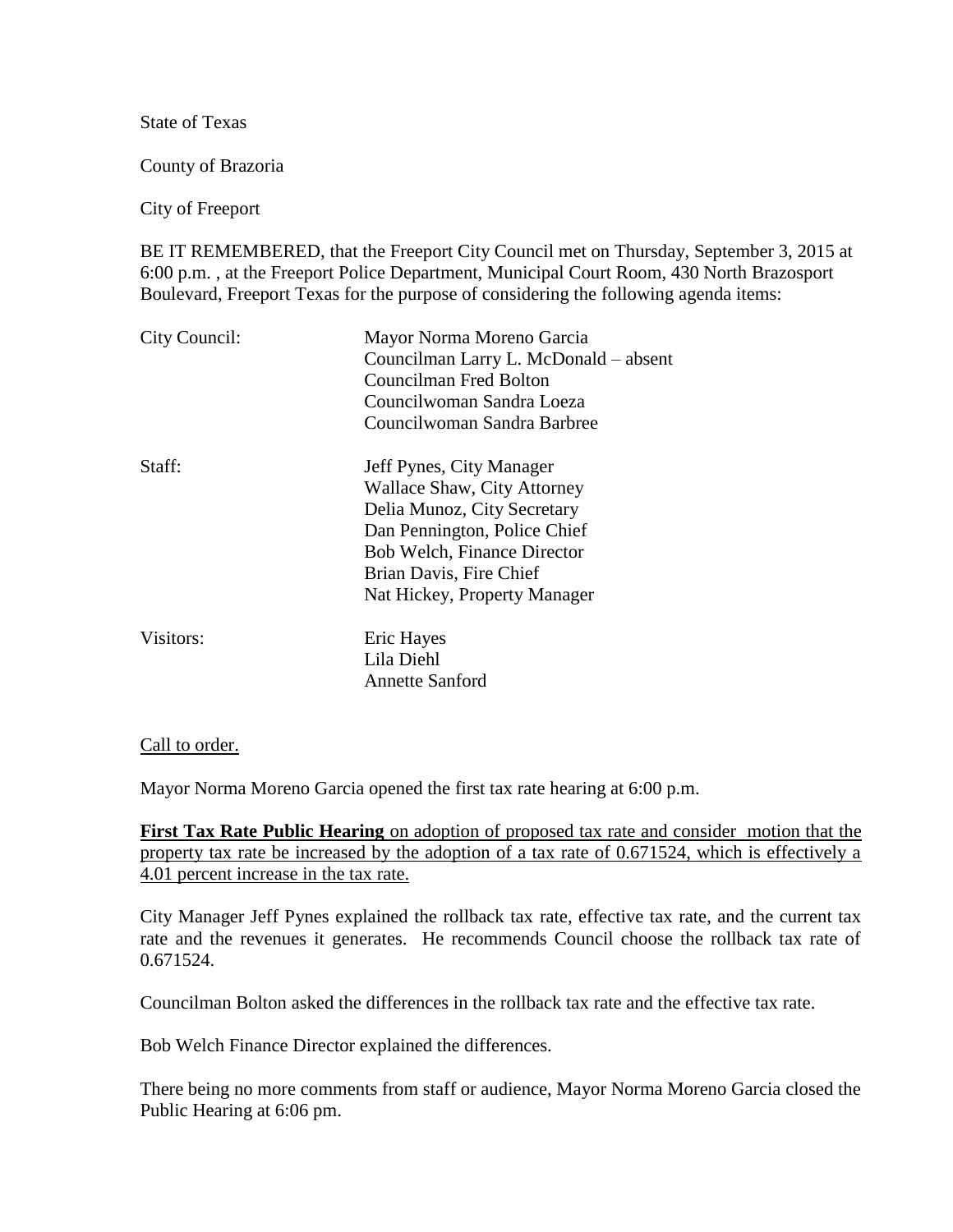State of Texas

County of Brazoria

City of Freeport

BE IT REMEMBERED, that the Freeport City Council met on Thursday, September 3, 2015 at 6:00 p.m. , at the Freeport Police Department, Municipal Court Room, 430 North Brazosport Boulevard, Freeport Texas for the purpose of considering the following agenda items:

| | |
|---|---|
| City Council: | Mayor Norma Moreno Garcia<br>Councilman Larry L. McDonald – absent<br>Councilman Fred Bolton<br>Councilwoman Sandra Loeza<br>Councilwoman Sandra Barbree |
| Staff: | Jeff Pynes, City Manager<br>Wallace Shaw, City Attorney<br>Delia Munoz, City Secretary<br>Dan Pennington, Police Chief<br>Bob Welch, Finance Director<br>Brian Davis, Fire Chief<br>Nat Hickey, Property Manager |
| Visitors: | Eric Hayes<br>Lila Diehl<br>Annette Sanford |

Call to order.

Mayor Norma Moreno Garcia opened the first tax rate hearing at 6:00 p.m.

**First Tax Rate Public Hearing** on adoption of proposed tax rate and consider motion that the property tax rate be increased by the adoption of a tax rate of 0.671524, which is effectively a 4.01 percent increase in the tax rate.

City Manager Jeff Pynes explained the rollback tax rate, effective tax rate, and the current tax rate and the revenues it generates. He recommends Council choose the rollback tax rate of 0.671524.

Councilman Bolton asked the differences in the rollback tax rate and the effective tax rate.

Bob Welch Finance Director explained the differences.

There being no more comments from staff or audience, Mayor Norma Moreno Garcia closed the Public Hearing at 6:06 pm.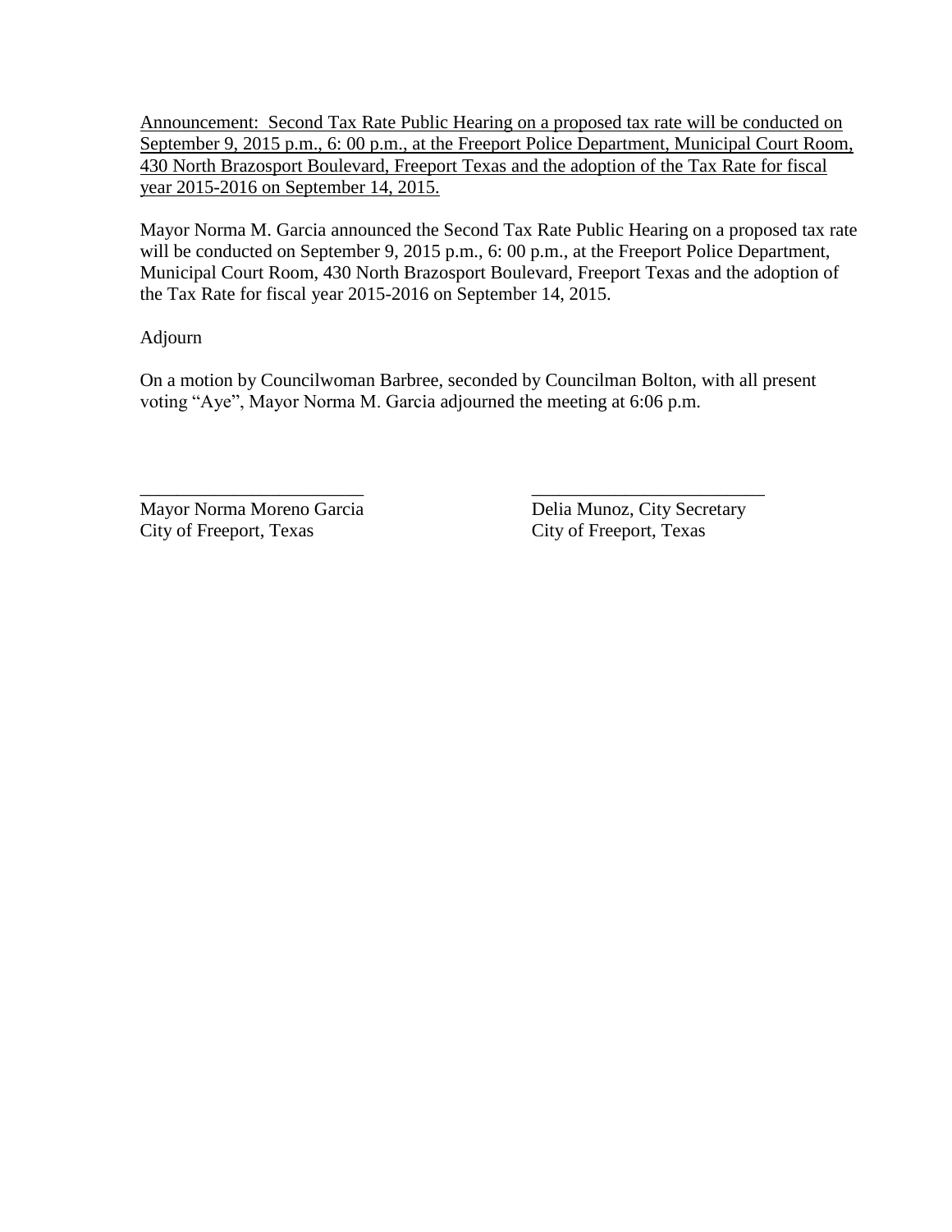<u>Announcement: Second Tax Rate Public Hearing on a proposed tax rate will be conducted on September 9, 2015 p.m., 6: 00 p.m., at the Freeport Police Department, Municipal Court Room, 430 North Brazosport Boulevard, Freeport Texas and the adoption of the Tax Rate for fiscal year 2015-2016 on September 14, 2015.</u>

Mayor Norma M. Garcia announced the Second Tax Rate Public Hearing on a proposed tax rate will be conducted on September 9, 2015 p.m., 6: 00 p.m., at the Freeport Police Department, Municipal Court Room, 430 North Brazosport Boulevard, Freeport Texas and the adoption of the Tax Rate for fiscal year 2015-2016 on September 14, 2015.

Adjourn

On a motion by Councilwoman Barbree, seconded by Councilman Bolton, with all present voting "Aye", Mayor Norma M. Garcia adjourned the meeting at 6:06 p.m.

| | |
|---|---|
| ________________________ | ________________________ |
| Mayor Norma Moreno Garcia | Delia Munoz, City Secretary |
| City of Freeport, Texas | City of Freeport, Texas |